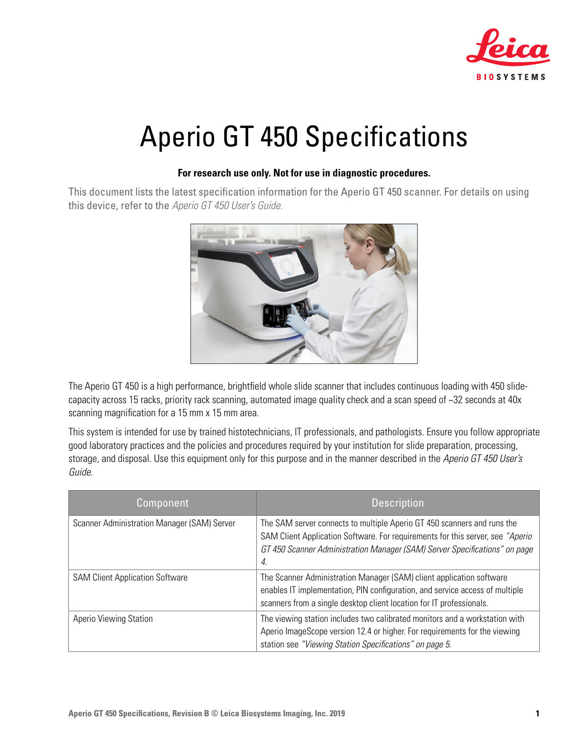# Aperio GT 450 Specifications

**For research use only. Not for use in diagnostic procedures.**

This document lists the latest specification information for the Aperio GT 450 scanner. For details on using this device, refer to the *Aperio GT 450 User's Guide*.

The Aperio GT 450 is a high performance, brightfield whole slide scanner that includes continuous loading with 450 slide-capacity across 15 racks, priority rack scanning, automated image quality check and a scan speed of ~32 seconds at 40x scanning magnification for a 15 mm x 15 mm area.

This system is intended for use by trained histotechnicians, IT professionals, and pathologists. Ensure you follow appropriate good laboratory practices and the policies and procedures required by your institution for slide preparation, processing, storage, and disposal. Use this equipment only for this purpose and in the manner described in the *Aperio GT 450 User's Guide*.

| Component | Description |
| --- | --- |
| Scanner Administration Manager (SAM) Server | The SAM server connects to multiple Aperio GT 450 scanners and runs the SAM Client Application Software. For requirements for this server, see *"Aperio GT 450 Scanner Administration Manager (SAM) Server Specifications" on page 4.* |
| SAM Client Application Software | The Scanner Administration Manager (SAM) client application software enables IT implementation, PIN configuration, and service access of multiple scanners from a single desktop client location for IT professionals. |
| Aperio Viewing Station | The viewing station includes two calibrated monitors and a workstation with Aperio ImageScope version 12.4 or higher. For requirements for the viewing station see *"Viewing Station Specifications" on page 5.* |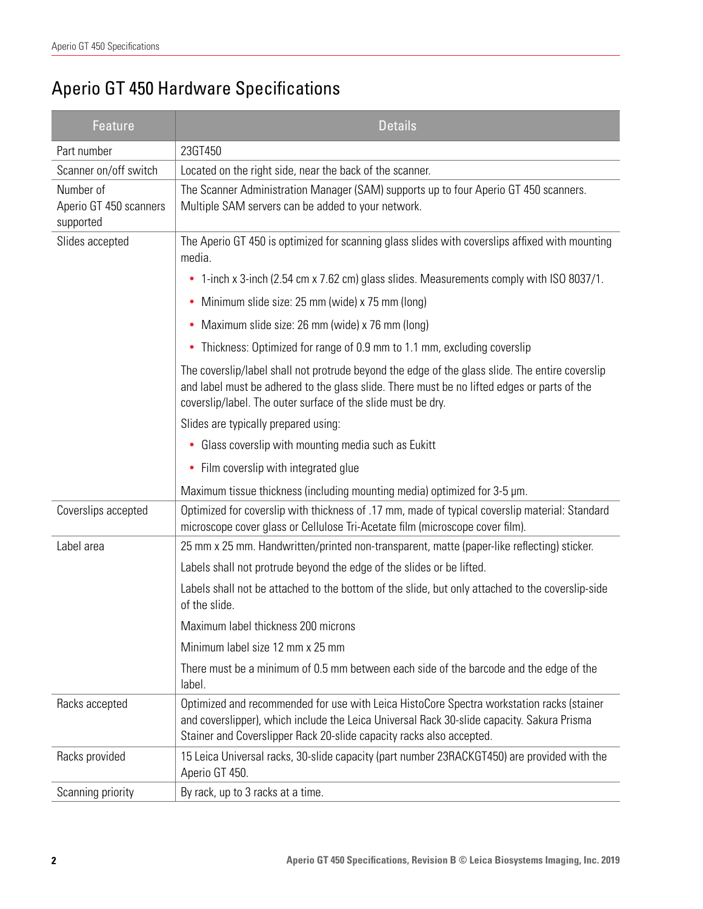# Aperio GT 450 Hardware Specifications

| Feature | Details |
|---|---|
| Part number | 23GT450 |
| Scanner on/off switch | Located on the right side, near the back of the scanner. |
| Number of Aperio GT 450 scanners supported | The Scanner Administration Manager (SAM) supports up to four Aperio GT 450 scanners. Multiple SAM servers can be added to your network. |
| Slides accepted | The Aperio GT 450 is optimized for scanning glass slides with coverslips affixed with mounting media.<br>• 1-inch x 3-inch (2.54 cm x 7.62 cm) glass slides. Measurements comply with ISO 8037/1.<br>• Minimum slide size: 25 mm (wide) x 75 mm (long)<br>• Maximum slide size: 26 mm (wide) x 76 mm (long)<br>• Thickness: Optimized for range of 0.9 mm to 1.1 mm, excluding coverslip<br>The coverslip/label shall not protrude beyond the edge of the glass slide. The entire coverslip and label must be adhered to the glass slide. There must be no lifted edges or parts of the coverslip/label. The outer surface of the slide must be dry.<br>Slides are typically prepared using:<br>• Glass coverslip with mounting media such as Eukitt<br>• Film coverslip with integrated glue<br>Maximum tissue thickness (including mounting media) optimized for 3-5 µm. |
| Coverslips accepted | Optimized for coverslip with thickness of .17 mm, made of typical coverslip material: Standard microscope cover glass or Cellulose Tri-Acetate film (microscope cover film). |
| Label area | 25 mm x 25 mm. Handwritten/printed non-transparent, matte (paper-like reflecting) sticker.<br>Labels shall not protrude beyond the edge of the slides or be lifted.<br>Labels shall not be attached to the bottom of the slide, but only attached to the coverslip-side of the slide.<br>Maximum label thickness 200 microns<br>Minimum label size 12 mm x 25 mm<br>There must be a minimum of 0.5 mm between each side of the barcode and the edge of the label. |
| Racks accepted | Optimized and recommended for use with Leica HistoCore Spectra workstation racks (stainer and coverslipper), which include the Leica Universal Rack 30-slide capacity. Sakura Prisma Stainer and Coverslipper Rack 20-slide capacity racks also accepted. |
| Racks provided | 15 Leica Universal racks, 30-slide capacity (part number 23RACKGT450) are provided with the Aperio GT 450. |
| Scanning priority | By rack, up to 3 racks at a time. |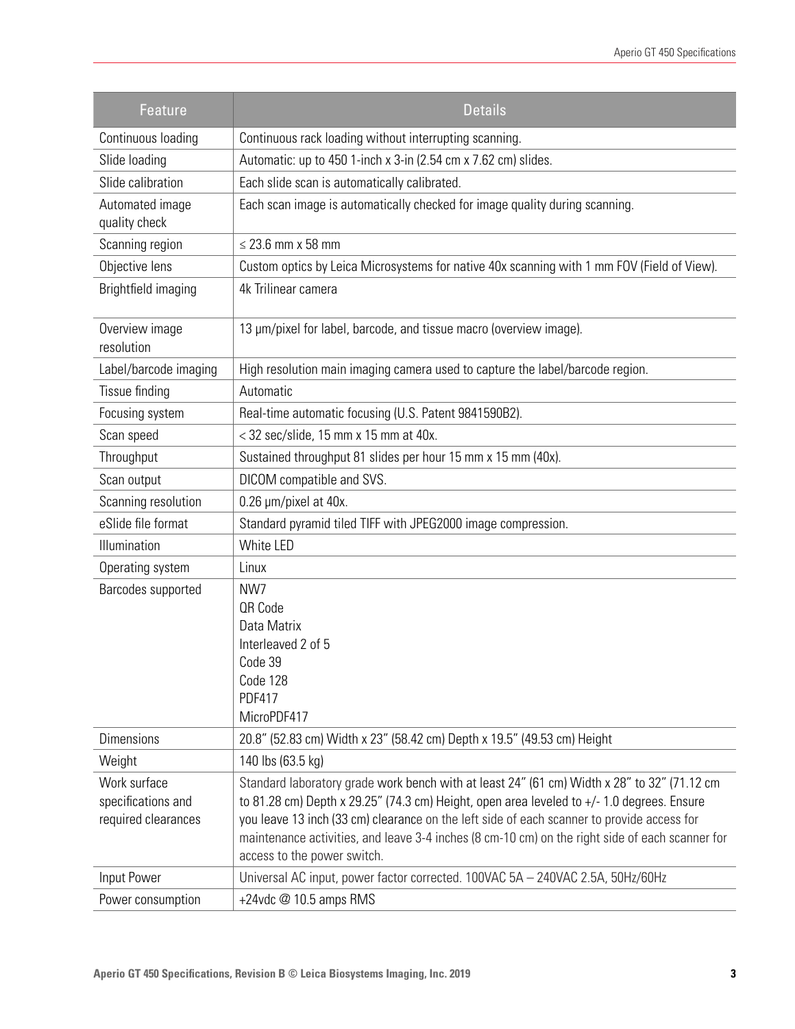| Feature | Details |
|---|---|
| Continuous loading | Continuous rack loading without interrupting scanning. |
| Slide loading | Automatic: up to 450 1-inch x 3-in (2.54 cm x 7.62 cm) slides. |
| Slide calibration | Each slide scan is automatically calibrated. |
| Automated image quality check | Each scan image is automatically checked for image quality during scanning. |
| Scanning region | ≤ 23.6 mm x 58 mm |
| Objective lens | Custom optics by Leica Microsystems for native 40x scanning with 1 mm FOV (Field of View). |
| Brightfield imaging | 4k Trilinear camera |
| Overview image resolution | 13 µm/pixel for label, barcode, and tissue macro (overview image). |
| Label/barcode imaging | High resolution main imaging camera used to capture the label/barcode region. |
| Tissue finding | Automatic |
| Focusing system | Real-time automatic focusing (U.S. Patent 9841590B2). |
| Scan speed | < 32 sec/slide, 15 mm x 15 mm at 40x. |
| Throughput | Sustained throughput 81 slides per hour 15 mm x 15 mm (40x). |
| Scan output | DICOM compatible and SVS. |
| Scanning resolution | 0.26 µm/pixel at 40x. |
| eSlide file format | Standard pyramid tiled TIFF with JPEG2000 image compression. |
| Illumination | White LED |
| Operating system | Linux |
| Barcodes supported | NW7<br>QR Code<br>Data Matrix<br>Interleaved 2 of 5<br>Code 39<br>Code 128<br>PDF417<br>MicroPDF417 |
| Dimensions | 20.8" (52.83 cm) Width x 23" (58.42 cm) Depth x 19.5" (49.53 cm) Height |
| Weight | 140 lbs (63.5 kg) |
| Work surface specifications and required clearances | Standard laboratory grade work bench with at least 24" (61 cm) Width x 28" to 32" (71.12 cm to 81.28 cm) Depth x 29.25" (74.3 cm) Height, open area leveled to +/- 1.0 degrees. Ensure you leave 13 inch (33 cm) clearance on the left side of each scanner to provide access for maintenance activities, and leave 3-4 inches (8 cm-10 cm) on the right side of each scanner for access to the power switch. |
| Input Power | Universal AC input, power factor corrected. 100VAC 5A – 240VAC 2.5A, 50Hz/60Hz |
| Power consumption | +24vdc @ 10.5 amps RMS |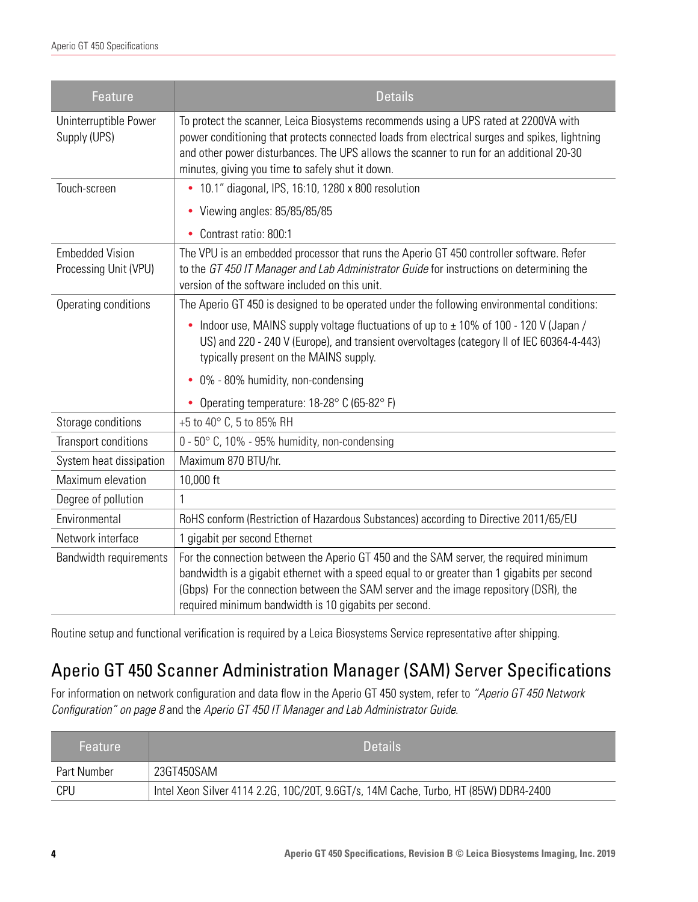| Feature | Details |
| --- | --- |
| Uninterruptible Power Supply (UPS) | To protect the scanner, Leica Biosystems recommends using a UPS rated at 2200VA with power conditioning that protects connected loads from electrical surges and spikes, lightning and other power disturbances. The UPS allows the scanner to run for an additional 20-30 minutes, giving you time to safely shut it down. |
| Touch-screen | • 10.1" diagonal, IPS, 16:10, 1280 x 800 resolution<br>• Viewing angles: 85/85/85/85<br>• Contrast ratio: 800:1 |
| Embedded Vision Processing Unit (VPU) | The VPU is an embedded processor that runs the Aperio GT 450 controller software. Refer to the *GT 450 IT Manager and Lab Administrator Guide* for instructions on determining the version of the software included on this unit. |
| Operating conditions | The Aperio GT 450 is designed to be operated under the following environmental conditions:<br>• Indoor use, MAINS supply voltage fluctuations of up to ± 10% of 100 - 120 V (Japan / US) and 220 - 240 V (Europe), and transient overvoltages (category II of IEC 60364-4-443) typically present on the MAINS supply.<br>• 0% - 80% humidity, non-condensing<br>• Operating temperature: 18-28° C (65-82° F) |
| Storage conditions | +5 to 40° C, 5 to 85% RH |
| Transport conditions | 0 - 50° C, 10% - 95% humidity, non-condensing |
| System heat dissipation | Maximum 870 BTU/hr. |
| Maximum elevation | 10,000 ft |
| Degree of pollution | 1 |
| Environmental | RoHS conform (Restriction of Hazardous Substances) according to Directive 2011/65/EU |
| Network interface | 1 gigabit per second Ethernet |
| Bandwidth requirements | For the connection between the Aperio GT 450 and the SAM server, the required minimum bandwidth is a gigabit ethernet with a speed equal to or greater than 1 gigabits per second (Gbps) For the connection between the SAM server and the image repository (DSR), the required minimum bandwidth is 10 gigabits per second. |

Routine setup and functional verification is required by a Leica Biosystems Service representative after shipping.

## Aperio GT 450 Scanner Administration Manager (SAM) Server Specifications

For information on network configuration and data flow in the Aperio GT 450 system, refer to *"Aperio GT 450 Network Configuration" on page 8* and the *Aperio GT 450 IT Manager and Lab Administrator Guide*.

| Feature | Details |
| --- | --- |
| Part Number | 23GT450SAM |
| CPU | Intel Xeon Silver 4114 2.2G, 10C/20T, 9.6GT/s, 14M Cache, Turbo, HT (85W) DDR4-2400 |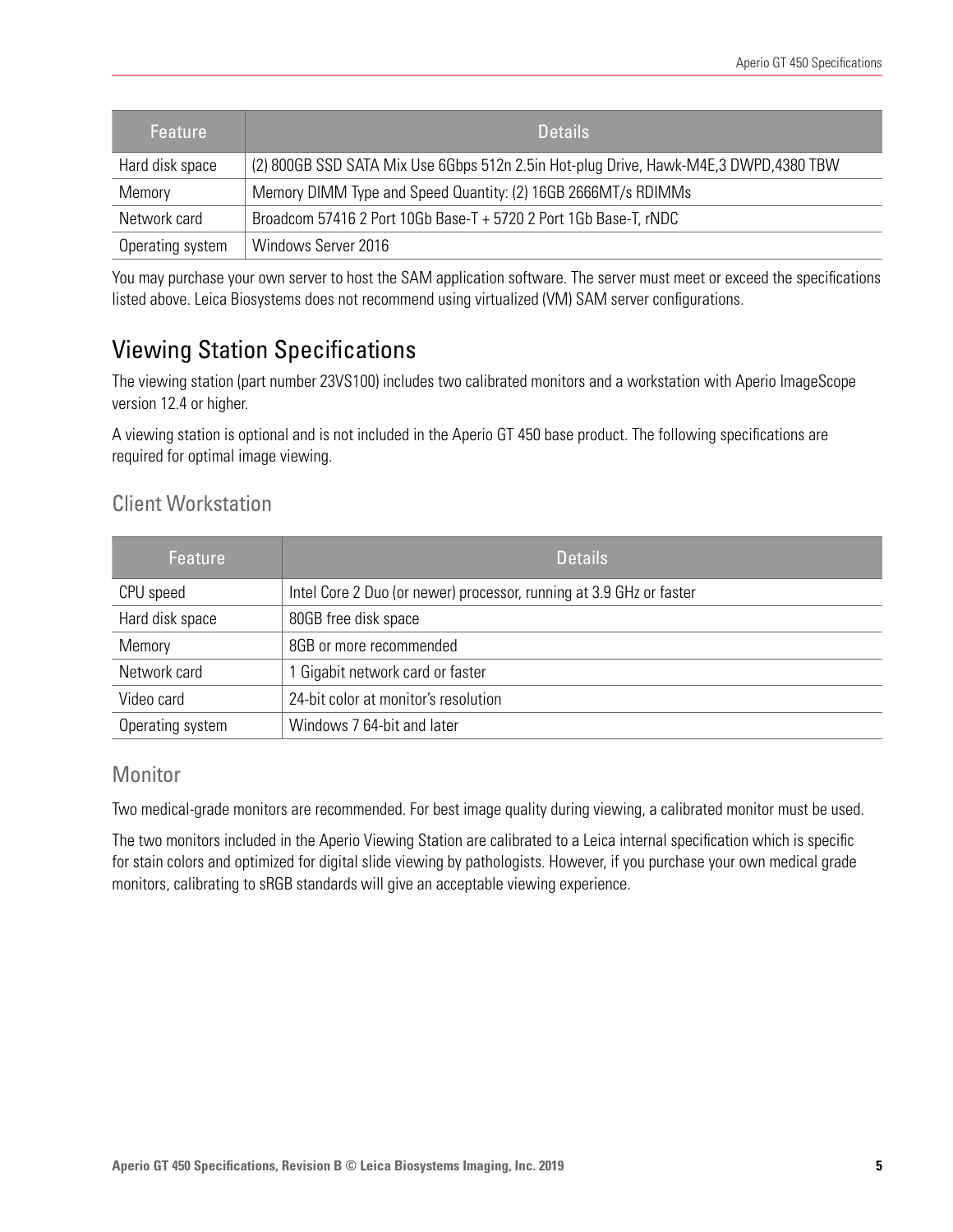| Feature | Details |
| --- | --- |
| Hard disk space | (2) 800GB SSD SATA Mix Use 6Gbps 512n 2.5in Hot-plug Drive, Hawk-M4E,3 DWPD,4380 TBW |
| Memory | Memory DIMM Type and Speed Quantity: (2) 16GB 2666MT/s RDIMMs |
| Network card | Broadcom 57416 2 Port 10Gb Base-T + 5720 2 Port 1Gb Base-T, rNDC |
| Operating system | Windows Server 2016 |

You may purchase your own server to host the SAM application software. The server must meet or exceed the specifications listed above. Leica Biosystems does not recommend using virtualized (VM) SAM server configurations.

## Viewing Station Specifications

The viewing station (part number 23VS100) includes two calibrated monitors and a workstation with Aperio ImageScope version 12.4 or higher.

A viewing station is optional and is not included in the Aperio GT 450 base product. The following specifications are required for optimal image viewing.

### Client Workstation

| Feature | Details |
| --- | --- |
| CPU speed | Intel Core 2 Duo (or newer) processor, running at 3.9 GHz or faster |
| Hard disk space | 80GB free disk space |
| Memory | 8GB or more recommended |
| Network card | 1 Gigabit network card or faster |
| Video card | 24-bit color at monitor's resolution |
| Operating system | Windows 7 64-bit and later |

### Monitor

Two medical-grade monitors are recommended. For best image quality during viewing, a calibrated monitor must be used.

The two monitors included in the Aperio Viewing Station are calibrated to a Leica internal specification which is specific for stain colors and optimized for digital slide viewing by pathologists. However, if you purchase your own medical grade monitors, calibrating to sRGB standards will give an acceptable viewing experience.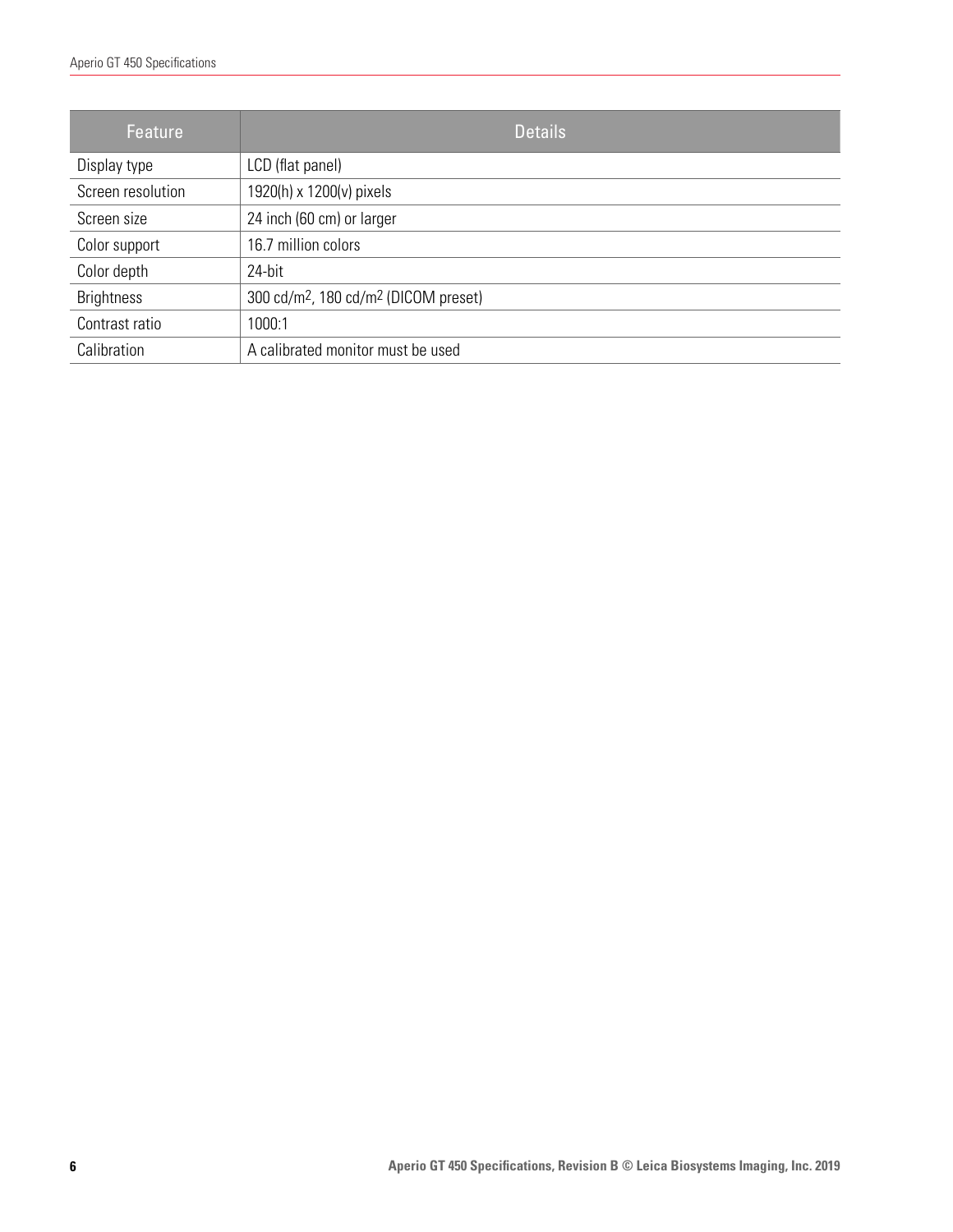| Feature | Details |
| --- | --- |
| Display type | LCD (flat panel) |
| Screen resolution | 1920(h) x 1200(v) pixels |
| Screen size | 24 inch (60 cm) or larger |
| Color support | 16.7 million colors |
| Color depth | 24-bit |
| Brightness | 300 $cd/m^2$, 180 $cd/m^2$ (DICOM preset) |
| Contrast ratio | 1000:1 |
| Calibration | A calibrated monitor must be used |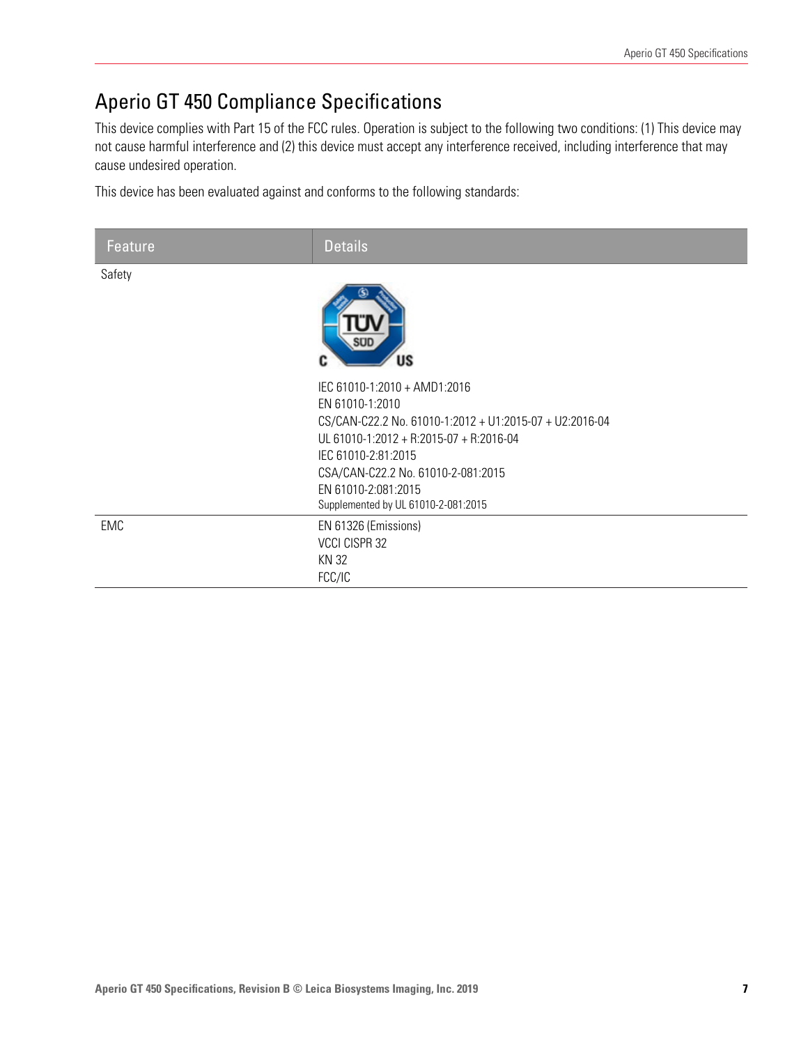# Aperio GT 450 Compliance Specifications

This device complies with Part 15 of the FCC rules. Operation is subject to the following two conditions: (1) This device may not cause harmful interference and (2) this device must accept any interference received, including interference that may cause undesired operation.

This device has been evaluated against and conforms to the following standards:

| Feature | Details |
| --- | --- |
| Safety | IEC 61010-1:2010 + AMD1:2016<br>EN 61010-1:2010<br>CS/CAN-C22.2 No. 61010-1:2012 + U1:2015-07 + U2:2016-04<br>UL 61010-1:2012 + R:2015-07 + R:2016-04<br>IEC 61010-2:81:2015<br>CSA/CAN-C22.2 No. 61010-2-081:2015<br>EN 61010-2:081:2015<br>Supplemented by UL 61010-2-081:2015 |
| EMC | EN 61326 (Emissions)<br>VCCI CISPR 32<br>KN 32<br>FCC/IC |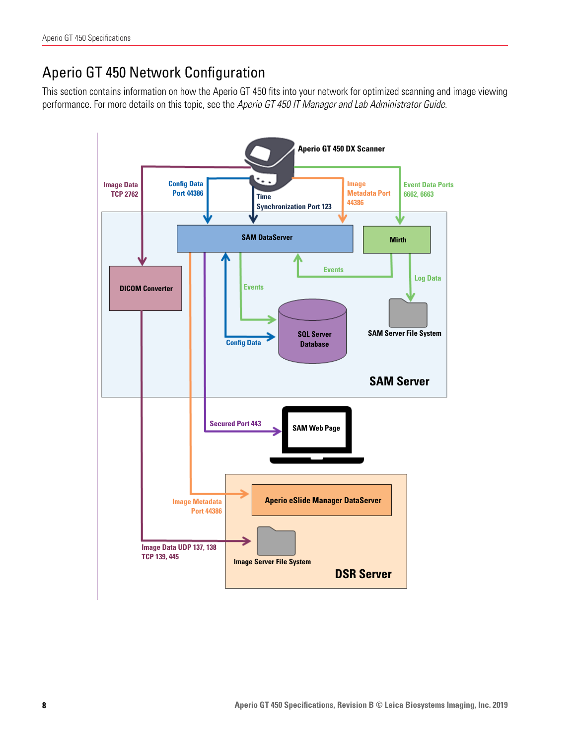# Aperio GT 450 Network Configuration

This section contains information on how the Aperio GT 450 fits into your network for optimized scanning and image viewing performance. For more details on this topic, see the *Aperio GT 450 IT Manager and Lab Administrator Guide*.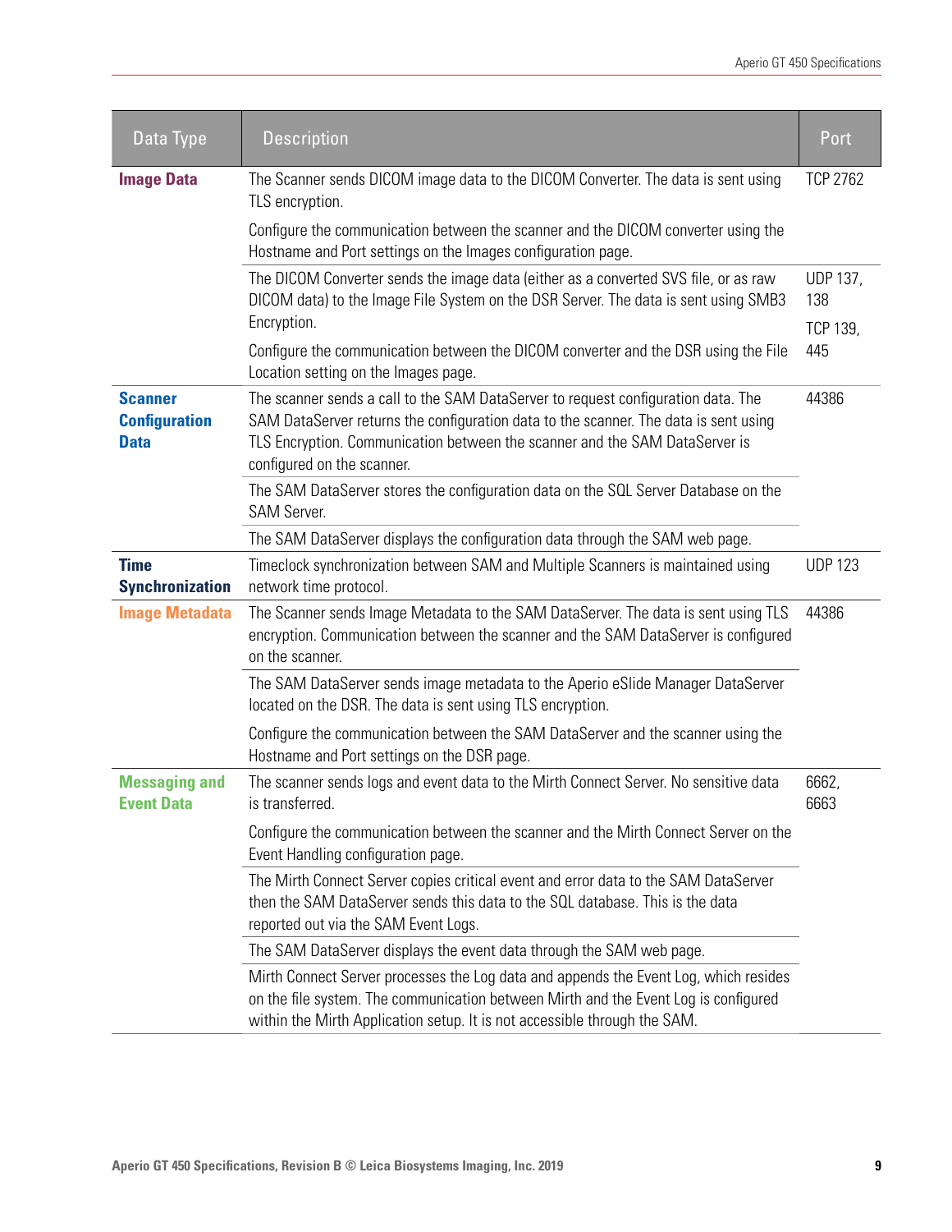| Data Type | Description | Port |
|---|---|---|
| **Image Data** | The Scanner sends DICOM image data to the DICOM Converter. The data is sent using TLS encryption.<br><br>Configure the communication between the scanner and the DICOM converter using the Hostname and Port settings on the Images configuration page. | TCP 2762 |
| | The DICOM Converter sends the image data (either as a converted SVS file, or as raw DICOM data) to the Image File System on the DSR Server. The data is sent using SMB3 Encryption.<br><br>Configure the communication between the DICOM converter and the DSR using the File Location setting on the Images page. | UDP 137, 138<br><br>TCP 139, 445 |
| **Scanner Configuration Data** | The scanner sends a call to the SAM DataServer to request configuration data. The SAM DataServer returns the configuration data to the scanner. The data is sent using TLS Encryption. Communication between the scanner and the SAM DataServer is configured on the scanner. | 44386 |
| | The SAM DataServer stores the configuration data on the SQL Server Database on the SAM Server. | |
| | The SAM DataServer displays the configuration data through the SAM web page. | |
| **Time Synchronization** | Timeclock synchronization between SAM and Multiple Scanners is maintained using network time protocol. | UDP 123 |
| **Image Metadata** | The Scanner sends Image Metadata to the SAM DataServer. The data is sent using TLS encryption. Communication between the scanner and the SAM DataServer is configured on the scanner. | 44386 |
| | The SAM DataServer sends image metadata to the Aperio eSlide Manager DataServer located on the DSR. The data is sent using TLS encryption.<br><br>Configure the communication between the SAM DataServer and the scanner using the Hostname and Port settings on the DSR page. | |
| **Messaging and Event Data** | The scanner sends logs and event data to the Mirth Connect Server. No sensitive data is transferred.<br><br>Configure the communication between the scanner and the Mirth Connect Server on the Event Handling configuration page. | 6662, 6663 |
| | The Mirth Connect Server copies critical event and error data to the SAM DataServer then the SAM DataServer sends this data to the SQL database. This is the data reported out via the SAM Event Logs. | |
| | The SAM DataServer displays the event data through the SAM web page. | |
| | Mirth Connect Server processes the Log data and appends the Event Log, which resides on the file system. The communication between Mirth and the Event Log is configured within the Mirth Application setup. It is not accessible through the SAM. | |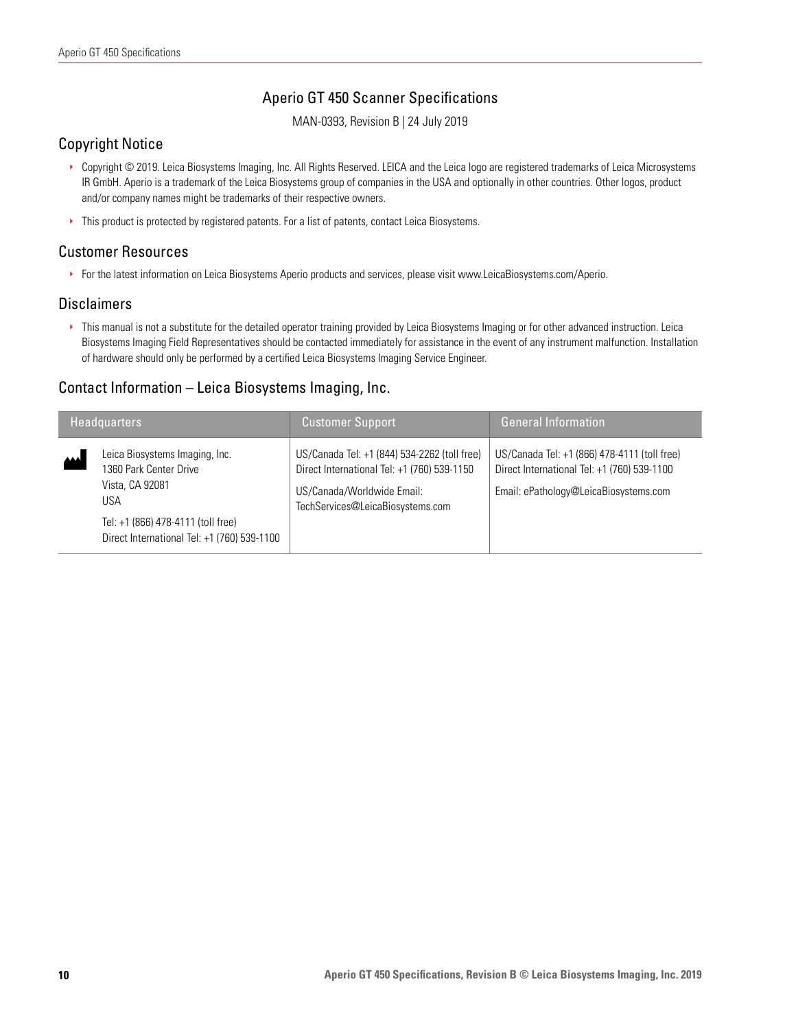# Aperio GT 450 Scanner Specifications

MAN-0393, Revision B | 24 July 2019

## Copyright Notice

- Copyright © 2019. Leica Biosystems Imaging, Inc. All Rights Reserved. LEICA and the Leica logo are registered trademarks of Leica Microsystems IR GmbH. Aperio is a trademark of the Leica Biosystems group of companies in the USA and optionally in other countries. Other logos, product and/or company names might be trademarks of their respective owners.
- This product is protected by registered patents. For a list of patents, contact Leica Biosystems.

## Customer Resources

- For the latest information on Leica Biosystems Aperio products and services, please visit www.LeicaBiosystems.com/Aperio.

## Disclaimers

- This manual is not a substitute for the detailed operator training provided by Leica Biosystems Imaging or for other advanced instruction. Leica Biosystems Imaging Field Representatives should be contacted immediately for assistance in the event of any instrument malfunction. Installation of hardware should only be performed by a certified Leica Biosystems Imaging Service Engineer.

## Contact Information – Leica Biosystems Imaging, Inc.

| Headquarters | Customer Support | General Information |
|---|---|---|
| Leica Biosystems Imaging, Inc.<br>1360 Park Center Drive<br>Vista, CA 92081<br>USA<br><br>Tel: +1 (866) 478-4111 (toll free)<br>Direct International Tel: +1 (760) 539-1100 | US/Canada Tel: +1 (844) 534-2262 (toll free)<br>Direct International Tel: +1 (760) 539-1150<br><br>US/Canada/Worldwide Email:<br>TechServices@LeicaBiosystems.com | US/Canada Tel: +1 (866) 478-4111 (toll free)<br>Direct International Tel: +1 (760) 539-1100<br><br>Email: ePathology@LeicaBiosystems.com |